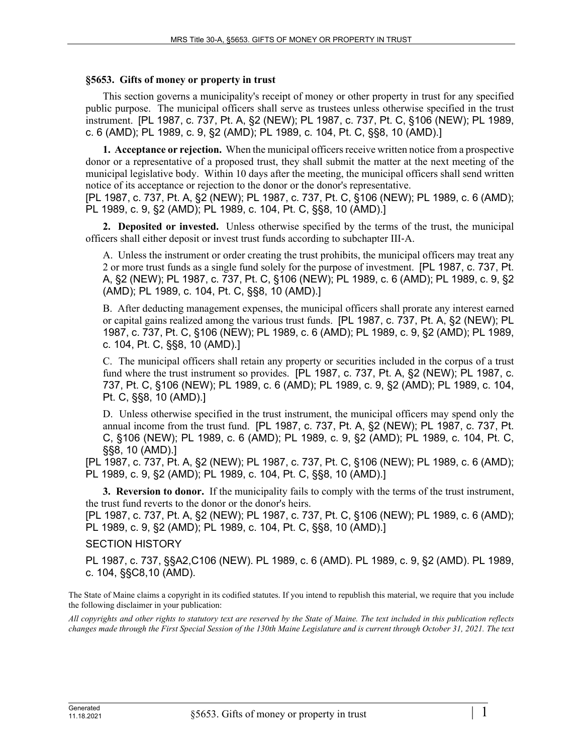**§5653. Gifts of money or property in trust**

This section governs a municipality's receipt of money or other property in trust for any specified public purpose. The municipal officers shall serve as trustees unless otherwise specified in the trust instrument. [PL 1987, c. 737, Pt. A, §2 (NEW); PL 1987, c. 737, Pt. C, §106 (NEW); PL 1989, c. 6 (AMD); PL 1989, c. 9, §2 (AMD); PL 1989, c. 104, Pt. C, §§8, 10 (AMD).]

**1. Acceptance or rejection.** When the municipal officers receive written notice from a prospective donor or a representative of a proposed trust, they shall submit the matter at the next meeting of the municipal legislative body. Within 10 days after the meeting, the municipal officers shall send written notice of its acceptance or rejection to the donor or the donor's representative.
[PL 1987, c. 737, Pt. A, §2 (NEW); PL 1987, c. 737, Pt. C, §106 (NEW); PL 1989, c. 6 (AMD); PL 1989, c. 9, §2 (AMD); PL 1989, c. 104, Pt. C, §§8, 10 (AMD).]

**2. Deposited or invested.** Unless otherwise specified by the terms of the trust, the municipal officers shall either deposit or invest trust funds according to subchapter III-A.

A. Unless the instrument or order creating the trust prohibits, the municipal officers may treat any 2 or more trust funds as a single fund solely for the purpose of investment. [PL 1987, c. 737, Pt. A, §2 (NEW); PL 1987, c. 737, Pt. C, §106 (NEW); PL 1989, c. 6 (AMD); PL 1989, c. 9, §2 (AMD); PL 1989, c. 104, Pt. C, §§8, 10 (AMD).]

B. After deducting management expenses, the municipal officers shall prorate any interest earned or capital gains realized among the various trust funds. [PL 1987, c. 737, Pt. A, §2 (NEW); PL 1987, c. 737, Pt. C, §106 (NEW); PL 1989, c. 6 (AMD); PL 1989, c. 9, §2 (AMD); PL 1989, c. 104, Pt. C, §§8, 10 (AMD).]

C. The municipal officers shall retain any property or securities included in the corpus of a trust fund where the trust instrument so provides. [PL 1987, c. 737, Pt. A, §2 (NEW); PL 1987, c. 737, Pt. C, §106 (NEW); PL 1989, c. 6 (AMD); PL 1989, c. 9, §2 (AMD); PL 1989, c. 104, Pt. C, §§8, 10 (AMD).]

D. Unless otherwise specified in the trust instrument, the municipal officers may spend only the annual income from the trust fund. [PL 1987, c. 737, Pt. A, §2 (NEW); PL 1987, c. 737, Pt. C, §106 (NEW); PL 1989, c. 6 (AMD); PL 1989, c. 9, §2 (AMD); PL 1989, c. 104, Pt. C, §§8, 10 (AMD).]

[PL 1987, c. 737, Pt. A, §2 (NEW); PL 1987, c. 737, Pt. C, §106 (NEW); PL 1989, c. 6 (AMD); PL 1989, c. 9, §2 (AMD); PL 1989, c. 104, Pt. C, §§8, 10 (AMD).]

**3. Reversion to donor.** If the municipality fails to comply with the terms of the trust instrument, the trust fund reverts to the donor or the donor's heirs.
[PL 1987, c. 737, Pt. A, §2 (NEW); PL 1987, c. 737, Pt. C, §106 (NEW); PL 1989, c. 6 (AMD); PL 1989, c. 9, §2 (AMD); PL 1989, c. 104, Pt. C, §§8, 10 (AMD).]

SECTION HISTORY

PL 1987, c. 737, §§A2,C106 (NEW). PL 1989, c. 6 (AMD). PL 1989, c. 9, §2 (AMD). PL 1989, c. 104, §§C8,10 (AMD).

The State of Maine claims a copyright in its codified statutes. If you intend to republish this material, we require that you include the following disclaimer in your publication:

*All copyrights and other rights to statutory text are reserved by the State of Maine. The text included in this publication reflects changes made through the First Special Session of the 130th Maine Legislature and is current through October 31, 2021. The text*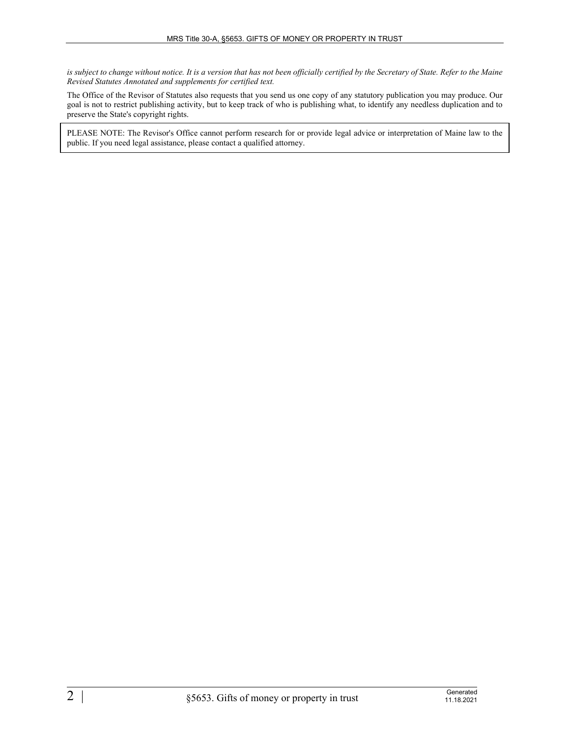*is subject to change without notice. It is a version that has not been officially certified by the Secretary of State. Refer to the Maine Revised Statutes Annotated and supplements for certified text.*

The Office of the Revisor of Statutes also requests that you send us one copy of any statutory publication you may produce. Our goal is not to restrict publishing activity, but to keep track of who is publishing what, to identify any needless duplication and to preserve the State's copyright rights.

PLEASE NOTE: The Revisor's Office cannot perform research for or provide legal advice or interpretation of Maine law to the public. If you need legal assistance, please contact a qualified attorney.